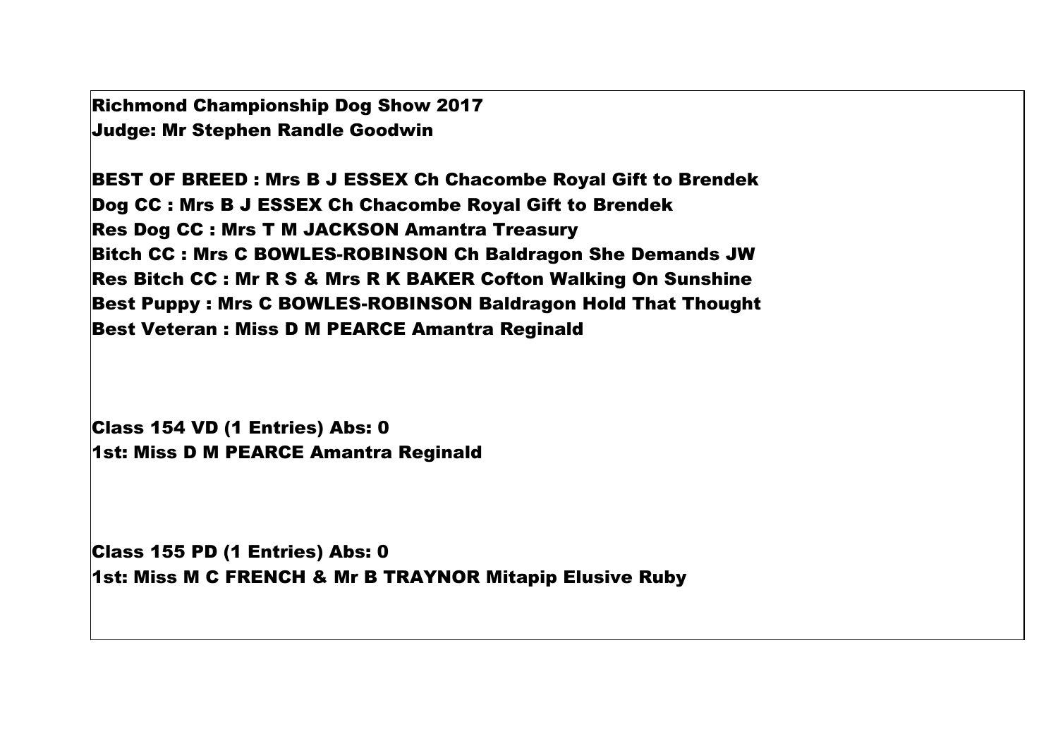**Richmond Championship Dog Show 2017**
**Judge: Mr Stephen Randle Goodwin**

**BEST OF BREED : Mrs B J ESSEX Ch Chacombe Royal Gift to Brendek**
**Dog CC : Mrs B J ESSEX Ch Chacombe Royal Gift to Brendek**
**Res Dog CC : Mrs T M JACKSON Amantra Treasury**
**Bitch CC : Mrs C BOWLES-ROBINSON Ch Baldragon She Demands JW**
**Res Bitch CC : Mr R S & Mrs R K BAKER Cofton Walking On Sunshine**
**Best Puppy : Mrs C BOWLES-ROBINSON Baldragon Hold That Thought**
**Best Veteran : Miss D M PEARCE Amantra Reginald**

**Class 154 VD (1 Entries) Abs: 0**
**1st: Miss D M PEARCE Amantra Reginald**

**Class 155 PD (1 Entries) Abs: 0**
**1st: Miss M C FRENCH & Mr B TRAYNOR Mitapip Elusive Ruby**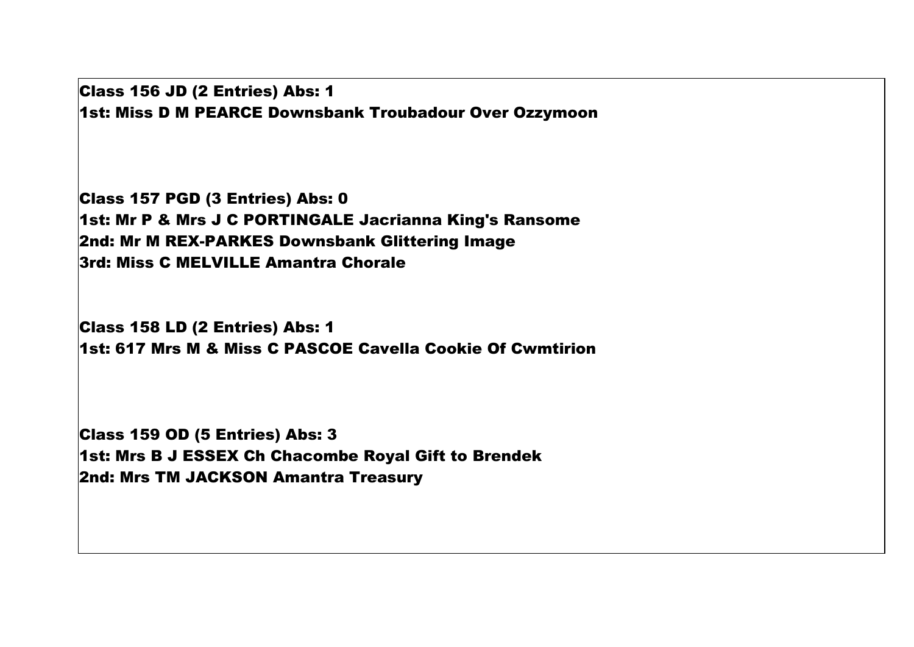**Class 156 JD (2 Entries) Abs: 1**
**1st: Miss D M PEARCE Downsbank Troubadour Over Ozzymoon**

**Class 157 PGD (3 Entries) Abs: 0**
**1st: Mr P & Mrs J C PORTINGALE Jacrianna King's Ransome**
**2nd: Mr M REX-PARKES Downsbank Glittering Image**
**3rd: Miss C MELVILLE Amantra Chorale**

**Class 158 LD (2 Entries) Abs: 1**
**1st: 617 Mrs M & Miss C PASCOE Cavella Cookie Of Cwmtirion**

**Class 159 OD (5 Entries) Abs: 3**
**1st: Mrs B J ESSEX Ch Chacombe Royal Gift to Brendek**
**2nd: Mrs TM JACKSON Amantra Treasury**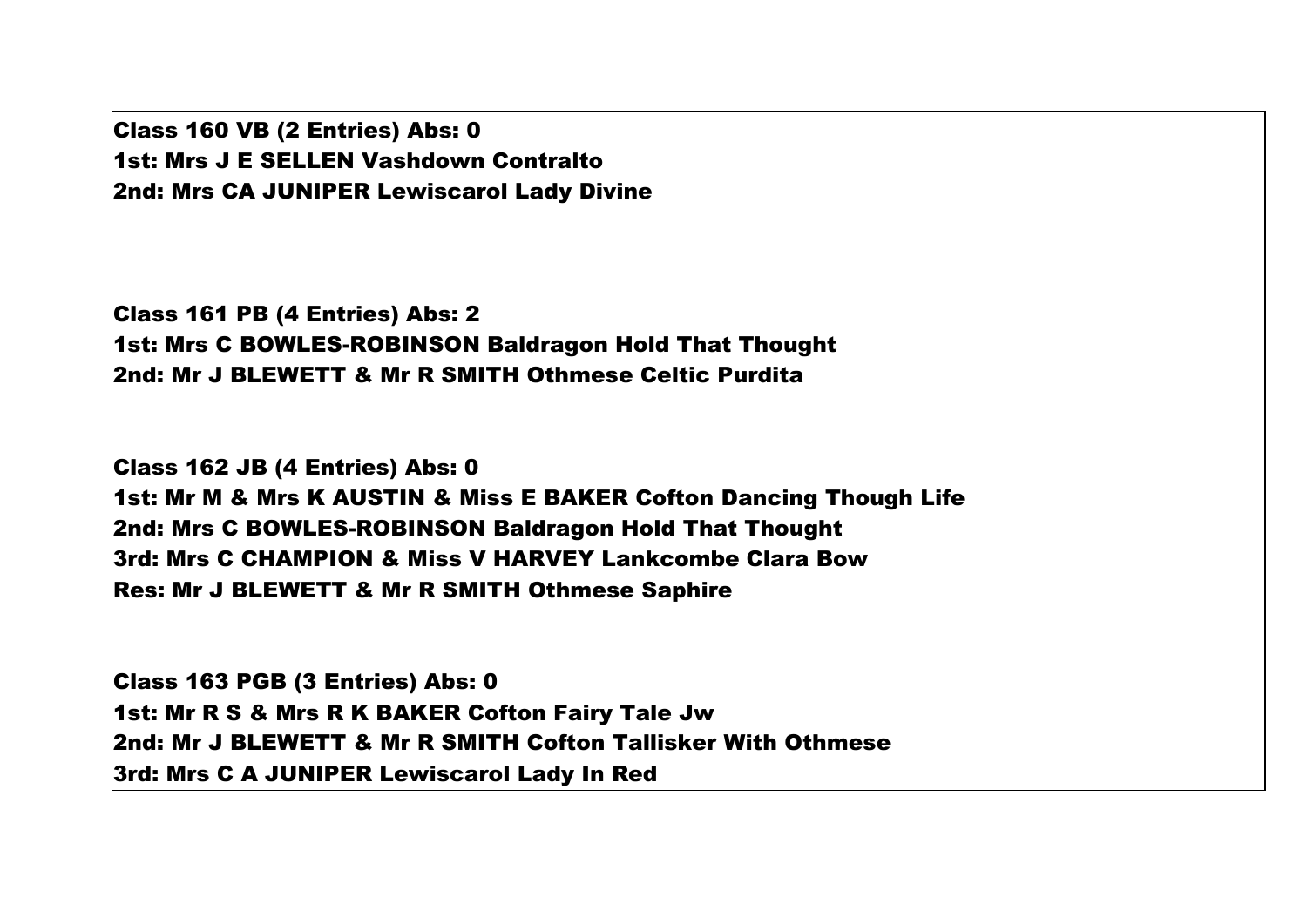**Class 160 VB (2 Entries) Abs: 0**
**1st: Mrs J E SELLEN Vashdown Contralto**
**2nd: Mrs CA JUNIPER Lewiscarol Lady Divine**

**Class 161 PB (4 Entries) Abs: 2**
**1st: Mrs C BOWLES-ROBINSON Baldragon Hold That Thought**
**2nd: Mr J BLEWETT & Mr R SMITH Othmese Celtic Purdita**

**Class 162 JB (4 Entries) Abs: 0**
**1st: Mr M & Mrs K AUSTIN & Miss E BAKER Cofton Dancing Though Life**
**2nd: Mrs C BOWLES-ROBINSON Baldragon Hold That Thought**
**3rd: Mrs C CHAMPION & Miss V HARVEY Lankcombe Clara Bow**
**Res: Mr J BLEWETT & Mr R SMITH Othmese Saphire**

**Class 163 PGB (3 Entries) Abs: 0**
**1st: Mr R S & Mrs R K BAKER Cofton Fairy Tale Jw**
**2nd: Mr J BLEWETT & Mr R SMITH Cofton Tallisker With Othmese**
**3rd: Mrs C A JUNIPER Lewiscarol Lady In Red**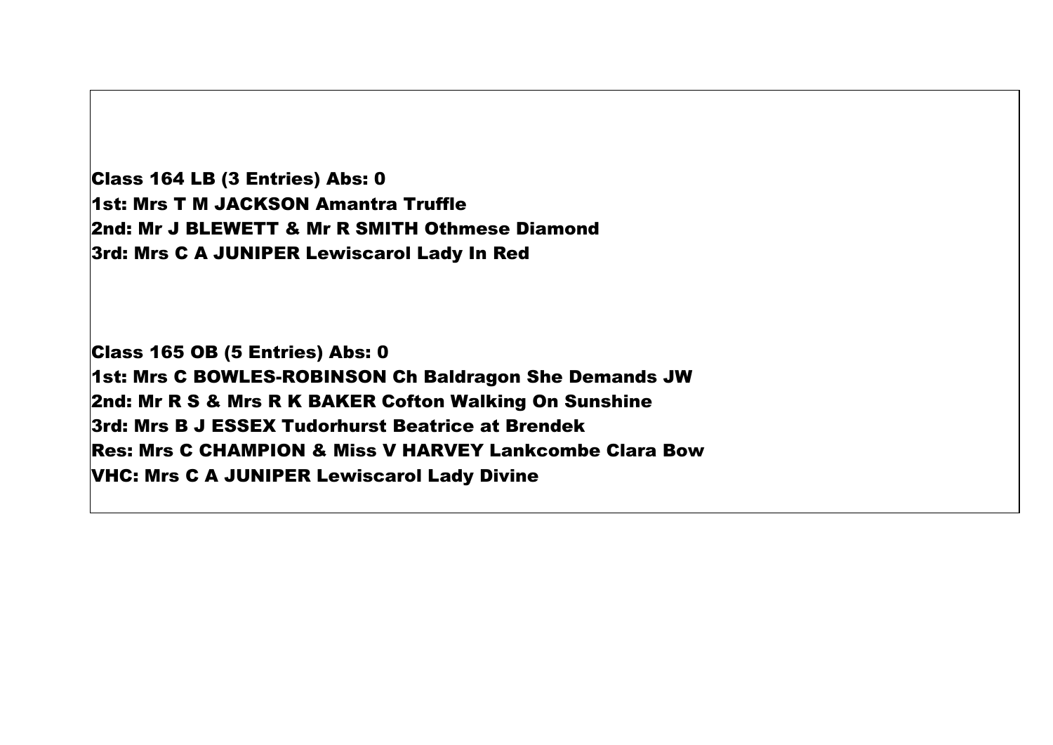**Class 164 LB (3 Entries) Abs: 0**
**1st: Mrs T M JACKSON Amantra Truffle**
**2nd: Mr J BLEWETT & Mr R SMITH Othmese Diamond**
**3rd: Mrs C A JUNIPER Lewiscarol Lady In Red**

**Class 165 OB (5 Entries) Abs: 0**
**1st: Mrs C BOWLES-ROBINSON Ch Baldragon She Demands JW**
**2nd: Mr R S & Mrs R K BAKER Cofton Walking On Sunshine**
**3rd: Mrs B J ESSEX Tudorhurst Beatrice at Brendek**
**Res: Mrs C CHAMPION & Miss V HARVEY Lankcombe Clara Bow**
**VHC: Mrs C A JUNIPER Lewiscarol Lady Divine**